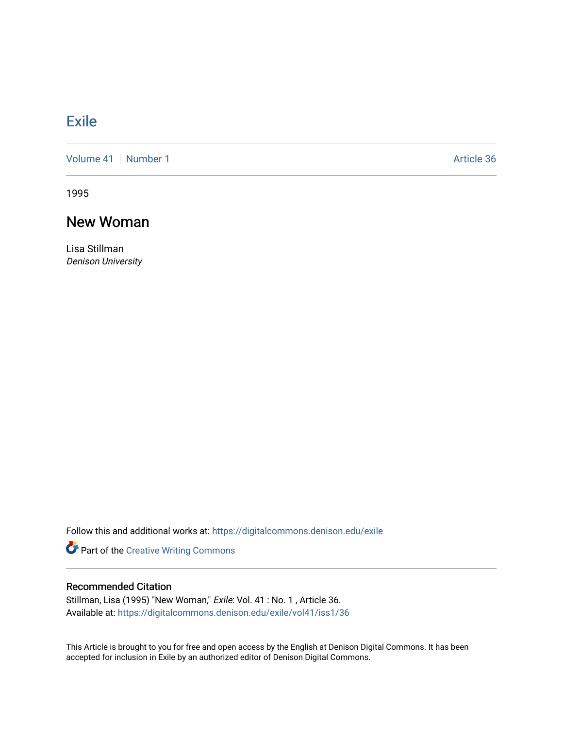# Exile

Volume 41 | Number 1 — Article 36

1995

## New Woman

Lisa Stillman
*Denison University*

Follow this and additional works at: https://digitalcommons.denison.edu/exile

Part of the Creative Writing Commons

### Recommended Citation

Stillman, Lisa (1995) "New Woman," *Exile*: Vol. 41 : No. 1 , Article 36.
Available at: https://digitalcommons.denison.edu/exile/vol41/iss1/36

This Article is brought to you for free and open access by the English at Denison Digital Commons. It has been accepted for inclusion in Exile by an authorized editor of Denison Digital Commons.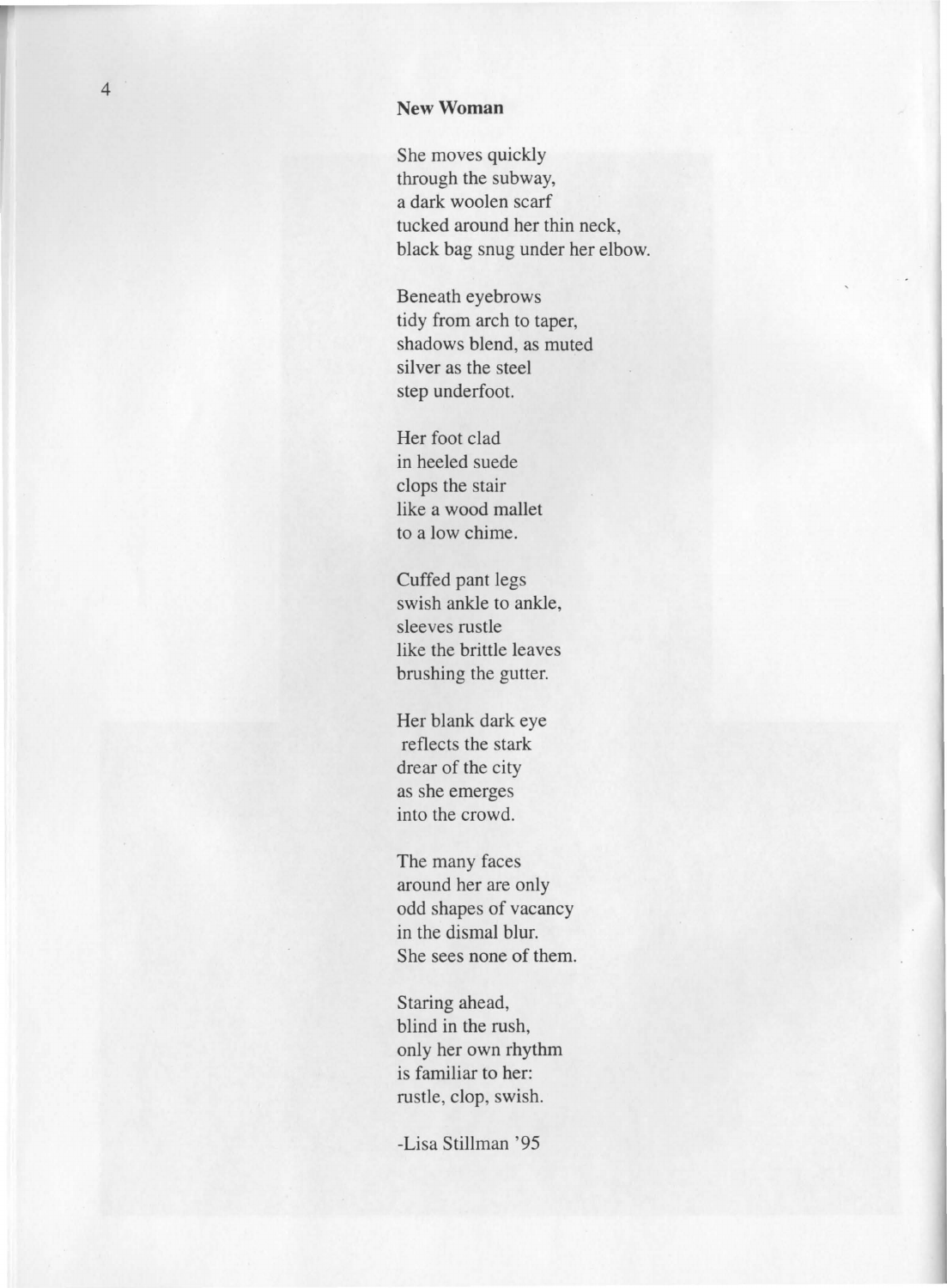## New Woman

She moves quickly  
through the subway,  
a dark woolen scarf  
tucked around her thin neck,  
black bag snug under her elbow.

Beneath eyebrows  
tidy from arch to taper,  
shadows blend, as muted  
silver as the steel  
step underfoot.

Her foot clad  
in heeled suede  
clops the stair  
like a wood mallet  
to a low chime.

Cuffed pant legs  
swish ankle to ankle,  
sleeves rustle  
like the brittle leaves  
brushing the gutter.

Her blank dark eye  
reflects the stark  
drear of the city  
as she emerges  
into the crowd.

The many faces  
around her are only  
odd shapes of vacancy  
in the dismal blur.  
She sees none of them.

Staring ahead,  
blind in the rush,  
only her own rhythm  
is familiar to her:  
rustle, clop, swish.

-Lisa Stillman '95